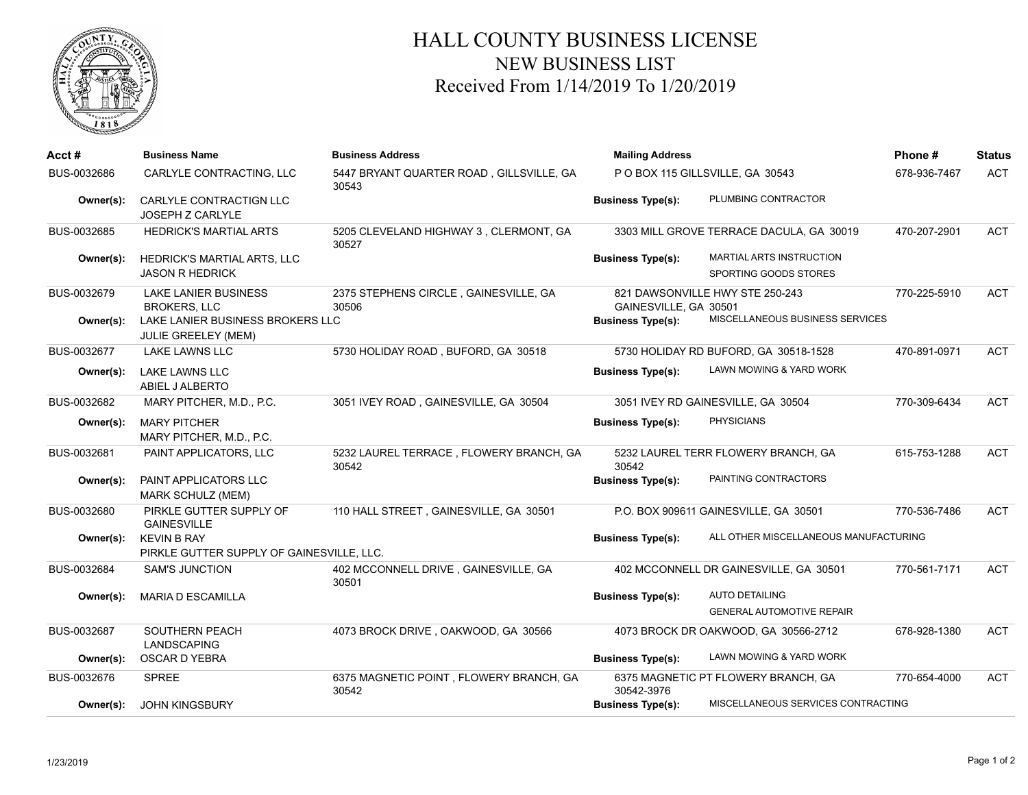# HALL COUNTY BUSINESS LICENSE

## NEW BUSINESS LIST

### Received From 1/14/2019 To 1/20/2019

| Acct # | Business Name | Business Address | Mailing Address | Phone # | Status |
|---|---|---|---|---|---|
| BUS-0032686 | CARLYLE CONTRACTING, LLC | 5447 BRYANT QUARTER ROAD , GILLSVILLE, GA 30543 | P O BOX 115 GILLSVILLE, GA 30543 | 678-936-7467 | ACT |
| Owner(s): | CARLYLE CONTRACTIGN LLC<br>JOSEPH Z CARLYLE | | Business Type(s): PLUMBING CONTRACTOR | | |
| BUS-0032685 | HEDRICK'S MARTIAL ARTS | 5205 CLEVELAND HIGHWAY 3 , CLERMONT, GA 30527 | 3303 MILL GROVE TERRACE DACULA, GA 30019 | 470-207-2901 | ACT |
| Owner(s): | HEDRICK'S MARTIAL ARTS, LLC<br>JASON R HEDRICK | | Business Type(s): MARTIAL ARTS INSTRUCTION<br>SPORTING GOODS STORES | | |
| BUS-0032679 | LAKE LANIER BUSINESS BROKERS, LLC | 2375 STEPHENS CIRCLE , GAINESVILLE, GA 30506 | 821 DAWSONVILLE HWY STE 250-243 GAINESVILLE, GA 30501 | 770-225-5910 | ACT |
| Owner(s): | LAKE LANIER BUSINESS BROKERS LLC<br>JULIE GREELEY (MEM) | | Business Type(s): MISCELLANEOUS BUSINESS SERVICES | | |
| BUS-0032677 | LAKE LAWNS LLC | 5730 HOLIDAY ROAD , BUFORD, GA 30518 | 5730 HOLIDAY RD BUFORD, GA 30518-1528 | 470-891-0971 | ACT |
| Owner(s): | LAKE LAWNS LLC<br>ABIEL J ALBERTO | | Business Type(s): LAWN MOWING & YARD WORK | | |
| BUS-0032682 | MARY PITCHER, M.D., P.C. | 3051 IVEY ROAD , GAINESVILLE, GA 30504 | 3051 IVEY RD GAINESVILLE, GA 30504 | 770-309-6434 | ACT |
| Owner(s): | MARY PITCHER<br>MARY PITCHER, M.D., P.C. | | Business Type(s): PHYSICIANS | | |
| BUS-0032681 | PAINT APPLICATORS, LLC | 5232 LAUREL TERRACE , FLOWERY BRANCH, GA 30542 | 5232 LAUREL TERR FLOWERY BRANCH, GA 30542 | 615-753-1288 | ACT |
| Owner(s): | PAINT APPLICATORS LLC<br>MARK SCHULZ (MEM) | | Business Type(s): PAINTING CONTRACTORS | | |
| BUS-0032680 | PIRKLE GUTTER SUPPLY OF GAINESVILLE | 110 HALL STREET , GAINESVILLE, GA 30501 | P.O. BOX 909611 GAINESVILLE, GA 30501 | 770-536-7486 | ACT |
| Owner(s): | KEVIN B RAY<br>PIRKLE GUTTER SUPPLY OF GAINESVILLE, LLC. | | Business Type(s): ALL OTHER MISCELLANEOUS MANUFACTURING | | |
| BUS-0032684 | SAM'S JUNCTION | 402 MCCONNELL DRIVE , GAINESVILLE, GA 30501 | 402 MCCONNELL DR GAINESVILLE, GA 30501 | 770-561-7171 | ACT |
| Owner(s): | MARIA D ESCAMILLA | | Business Type(s): AUTO DETAILING<br>GENERAL AUTOMOTIVE REPAIR | | |
| BUS-0032687 | SOUTHERN PEACH LANDSCAPING | 4073 BROCK DRIVE , OAKWOOD, GA 30566 | 4073 BROCK DR OAKWOOD, GA 30566-2712 | 678-928-1380 | ACT |
| Owner(s): | OSCAR D YEBRA | | Business Type(s): LAWN MOWING & YARD WORK | | |
| BUS-0032676 | SPREE | 6375 MAGNETIC POINT , FLOWERY BRANCH, GA 30542 | 6375 MAGNETIC PT FLOWERY BRANCH, GA 30542-3976 | 770-654-4000 | ACT |
| Owner(s): | JOHN KINGSBURY | | Business Type(s): MISCELLANEOUS SERVICES CONTRACTING | | |

1/23/2019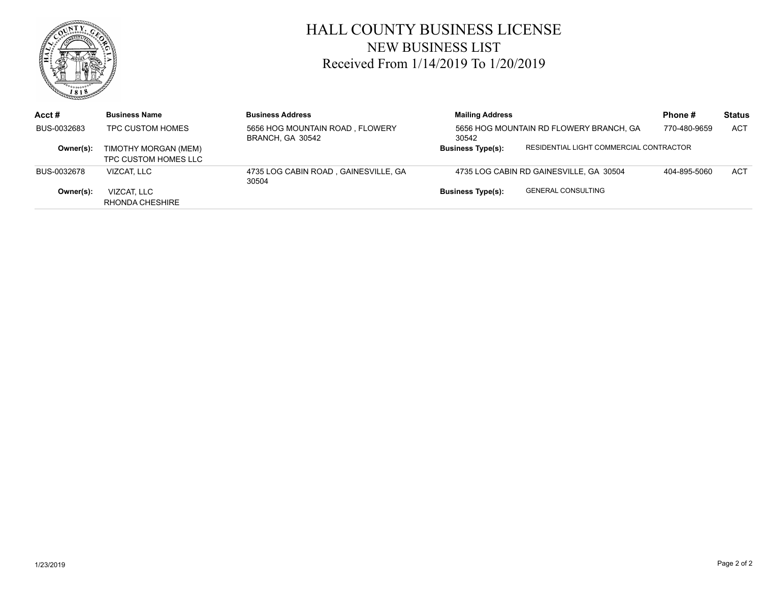# HALL COUNTY BUSINESS LICENSE
## NEW BUSINESS LIST
### Received From 1/14/2019 To 1/20/2019

| Acct # | Business Name | Business Address | Mailing Address | | Phone # | Status |
|---|---|---|---|---|---|---|
| BUS-0032683 | TPC CUSTOM HOMES | 5656 HOG MOUNTAIN ROAD , FLOWERY BRANCH, GA 30542 | 5656 HOG MOUNTAIN RD FLOWERY BRANCH, GA 30542 | | 770-480-9659 | ACT |
| **Owner(s):** | TIMOTHY MORGAN (MEM) TPC CUSTOM HOMES LLC | | **Business Type(s):** | RESIDENTIAL LIGHT COMMERCIAL CONTRACTOR | | |
| BUS-0032678 | VIZCAT, LLC | 4735 LOG CABIN ROAD , GAINESVILLE, GA 30504 | 4735 LOG CABIN RD GAINESVILLE, GA 30504 | | 404-895-5060 | ACT |
| **Owner(s):** | VIZCAT, LLC RHONDA CHESHIRE | | **Business Type(s):** | GENERAL CONSULTING | | |

1/23/2019